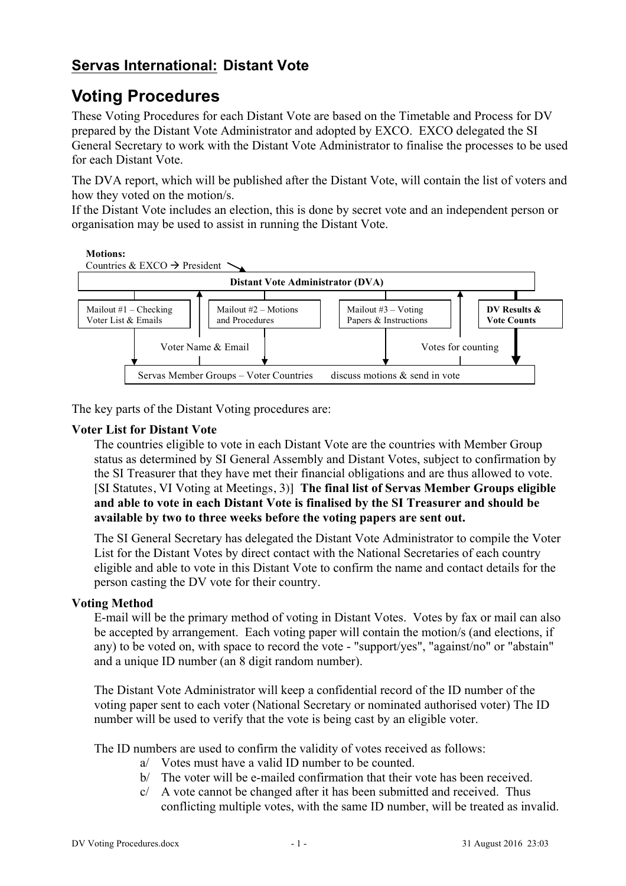## Servas International: Distant Vote

# Voting Procedures

These Voting Procedures for each Distant Vote are based on the Timetable and Process for DV prepared by the Distant Vote Administrator and adopted by EXCO. EXCO delegated the SI General Secretary to work with the Distant Vote Administrator to finalise the processes to be used for each Distant Vote.

The DVA report, which will be published after the Distant Vote, will contain the list of voters and how they voted on the motion/s.
If the Distant Vote includes an election, this is done by secret vote and an independent person or organisation may be used to assist in running the Distant Vote.

**Motions:**
Countries & EXCO → President

**Distant Vote Administrator (DVA)**

Mailout #1 – Checking Voter List & Emails

Mailout #2 – Motions and Procedures

Mailout #3 – Voting Papers & Instructions

**DV Results & Vote Counts**

Voter Name & Email

Votes for counting

Servas Member Groups – Voter Countries discuss motions & send in vote

The key parts of the Distant Voting procedures are:

### Voter List for Distant Vote

The countries eligible to vote in each Distant Vote are the countries with Member Group status as determined by SI General Assembly and Distant Votes, subject to confirmation by the SI Treasurer that they have met their financial obligations and are thus allowed to vote. [SI Statutes, VI Voting at Meetings, 3)] **The final list of Servas Member Groups eligible and able to vote in each Distant Vote is finalised by the SI Treasurer and should be available by two to three weeks before the voting papers are sent out.**

The SI General Secretary has delegated the Distant Vote Administrator to compile the Voter List for the Distant Votes by direct contact with the National Secretaries of each country eligible and able to vote in this Distant Vote to confirm the name and contact details for the person casting the DV vote for their country.

### Voting Method

E-mail will be the primary method of voting in Distant Votes. Votes by fax or mail can also be accepted by arrangement. Each voting paper will contain the motion/s (and elections, if any) to be voted on, with space to record the vote - "support/yes", "against/no" or "abstain" and a unique ID number (an 8 digit random number).

The Distant Vote Administrator will keep a confidential record of the ID number of the voting paper sent to each voter (National Secretary or nominated authorised voter) The ID number will be used to verify that the vote is being cast by an eligible voter.

The ID numbers are used to confirm the validity of votes received as follows:

a/ Votes must have a valid ID number to be counted.

b/ The voter will be e-mailed confirmation that their vote has been received.

c/ A vote cannot be changed after it has been submitted and received. Thus conflicting multiple votes, with the same ID number, will be treated as invalid.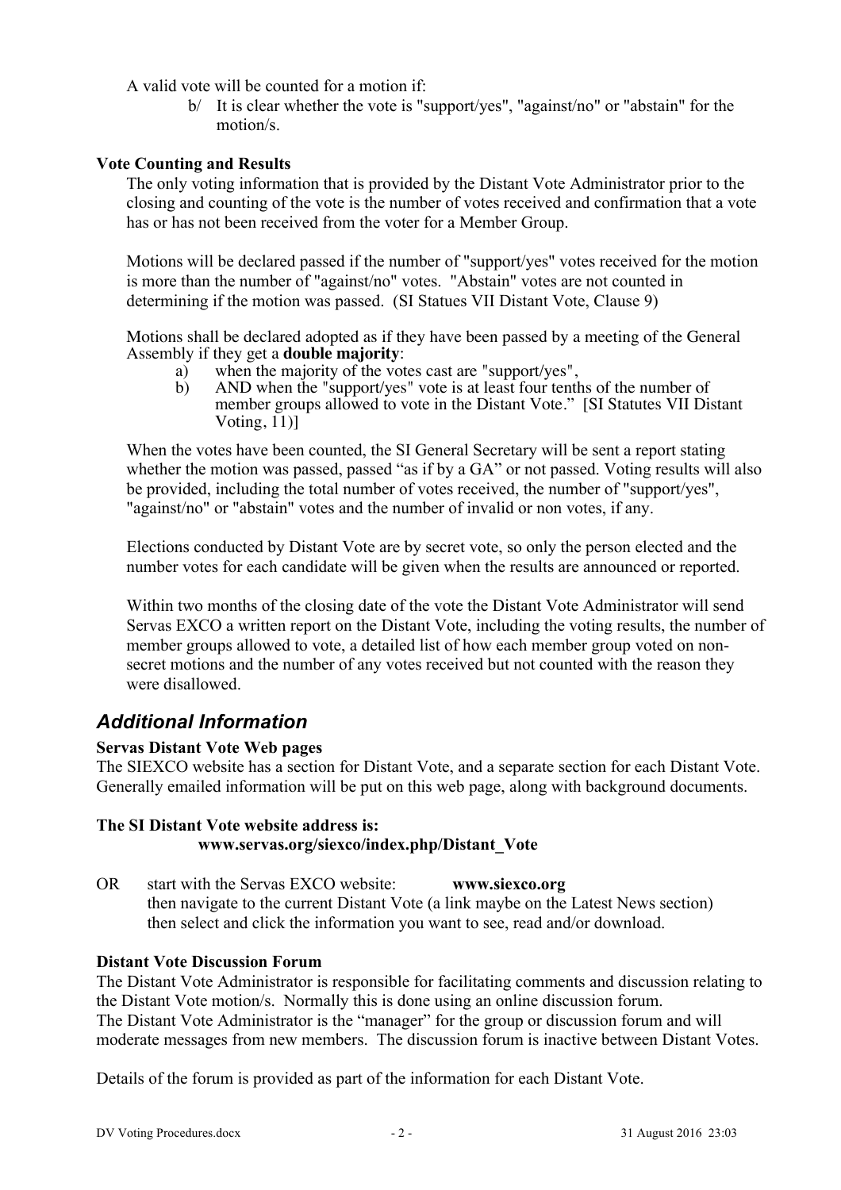A valid vote will be counted for a motion if:

b/ It is clear whether the vote is "support/yes", "against/no" or "abstain" for the motion/s.

**Vote Counting and Results**

The only voting information that is provided by the Distant Vote Administrator prior to the closing and counting of the vote is the number of votes received and confirmation that a vote has or has not been received from the voter for a Member Group.

Motions will be declared passed if the number of "support/yes" votes received for the motion is more than the number of "against/no" votes. "Abstain" votes are not counted in determining if the motion was passed. (SI Statues VII Distant Vote, Clause 9)

Motions shall be declared adopted as if they have been passed by a meeting of the General Assembly if they get a **double majority**:

a) when the majority of the votes cast are "support/yes",
b) AND when the "support/yes" vote is at least four tenths of the number of member groups allowed to vote in the Distant Vote." [SI Statutes VII Distant Voting, 11)]

When the votes have been counted, the SI General Secretary will be sent a report stating whether the motion was passed, passed "as if by a GA" or not passed. Voting results will also be provided, including the total number of votes received, the number of "support/yes", "against/no" or "abstain" votes and the number of invalid or non votes, if any.

Elections conducted by Distant Vote are by secret vote, so only the person elected and the number votes for each candidate will be given when the results are announced or reported.

Within two months of the closing date of the vote the Distant Vote Administrator will send Servas EXCO a written report on the Distant Vote, including the voting results, the number of member groups allowed to vote, a detailed list of how each member group voted on non-secret motions and the number of any votes received but not counted with the reason they were disallowed.

## *Additional Information*

**Servas Distant Vote Web pages**

The SIEXCO website has a section for Distant Vote, and a separate section for each Distant Vote. Generally emailed information will be put on this web page, along with background documents.

**The SI Distant Vote website address is:**
**www.servas.org/siexco/index.php/Distant_Vote**

OR start with the Servas EXCO website: **www.siexco.org**
then navigate to the current Distant Vote (a link maybe on the Latest News section)
then select and click the information you want to see, read and/or download.

**Distant Vote Discussion Forum**

The Distant Vote Administrator is responsible for facilitating comments and discussion relating to the Distant Vote motion/s. Normally this is done using an online discussion forum.
The Distant Vote Administrator is the "manager" for the group or discussion forum and will moderate messages from new members. The discussion forum is inactive between Distant Votes.

Details of the forum is provided as part of the information for each Distant Vote.